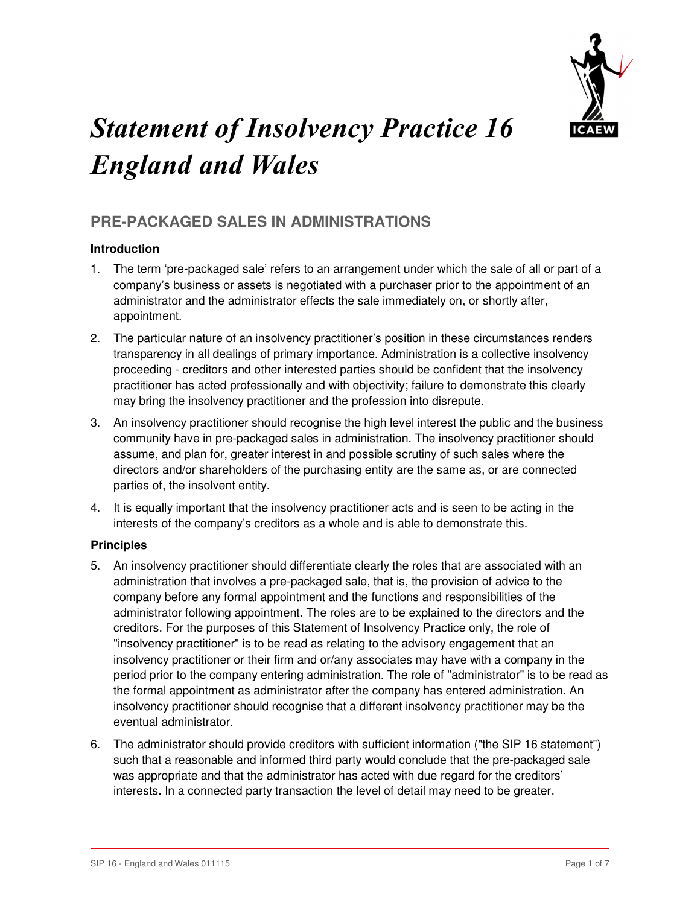# *Statement of Insolvency Practice 16 England and Wales*

## PRE-PACKAGED SALES IN ADMINISTRATIONS

### Introduction

1. The term 'pre-packaged sale' refers to an arrangement under which the sale of all or part of a company's business or assets is negotiated with a purchaser prior to the appointment of an administrator and the administrator effects the sale immediately on, or shortly after, appointment.

2. The particular nature of an insolvency practitioner's position in these circumstances renders transparency in all dealings of primary importance. Administration is a collective insolvency proceeding - creditors and other interested parties should be confident that the insolvency practitioner has acted professionally and with objectivity; failure to demonstrate this clearly may bring the insolvency practitioner and the profession into disrepute.

3. An insolvency practitioner should recognise the high level interest the public and the business community have in pre-packaged sales in administration. The insolvency practitioner should assume, and plan for, greater interest in and possible scrutiny of such sales where the directors and/or shareholders of the purchasing entity are the same as, or are connected parties of, the insolvent entity.

4. It is equally important that the insolvency practitioner acts and is seen to be acting in the interests of the company's creditors as a whole and is able to demonstrate this.

### Principles

5. An insolvency practitioner should differentiate clearly the roles that are associated with an administration that involves a pre-packaged sale, that is, the provision of advice to the company before any formal appointment and the functions and responsibilities of the administrator following appointment. The roles are to be explained to the directors and the creditors. For the purposes of this Statement of Insolvency Practice only, the role of "insolvency practitioner" is to be read as relating to the advisory engagement that an insolvency practitioner or their firm and or/any associates may have with a company in the period prior to the company entering administration. The role of "administrator" is to be read as the formal appointment as administrator after the company has entered administration. An insolvency practitioner should recognise that a different insolvency practitioner may be the eventual administrator.

6. The administrator should provide creditors with sufficient information ("the SIP 16 statement") such that a reasonable and informed third party would conclude that the pre-packaged sale was appropriate and that the administrator has acted with due regard for the creditors' interests. In a connected party transaction the level of detail may need to be greater.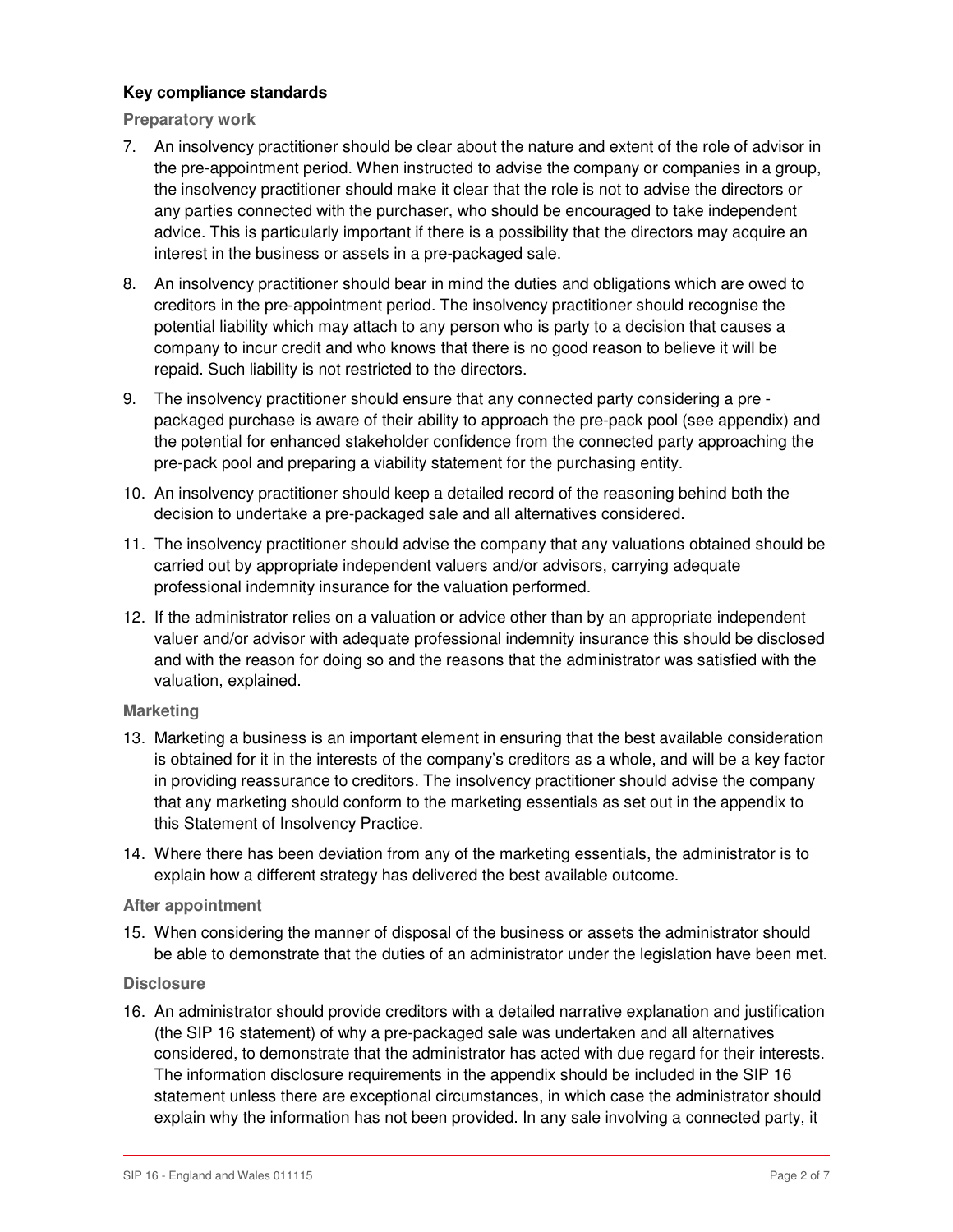## Key compliance standards

### Preparatory work

7. An insolvency practitioner should be clear about the nature and extent of the role of advisor in the pre-appointment period. When instructed to advise the company or companies in a group, the insolvency practitioner should make it clear that the role is not to advise the directors or any parties connected with the purchaser, who should be encouraged to take independent advice. This is particularly important if there is a possibility that the directors may acquire an interest in the business or assets in a pre-packaged sale.

8. An insolvency practitioner should bear in mind the duties and obligations which are owed to creditors in the pre-appointment period. The insolvency practitioner should recognise the potential liability which may attach to any person who is party to a decision that causes a company to incur credit and who knows that there is no good reason to believe it will be repaid. Such liability is not restricted to the directors.

9. The insolvency practitioner should ensure that any connected party considering a pre - packaged purchase is aware of their ability to approach the pre-pack pool (see appendix) and the potential for enhanced stakeholder confidence from the connected party approaching the pre-pack pool and preparing a viability statement for the purchasing entity.

10. An insolvency practitioner should keep a detailed record of the reasoning behind both the decision to undertake a pre-packaged sale and all alternatives considered.

11. The insolvency practitioner should advise the company that any valuations obtained should be carried out by appropriate independent valuers and/or advisors, carrying adequate professional indemnity insurance for the valuation performed.

12. If the administrator relies on a valuation or advice other than by an appropriate independent valuer and/or advisor with adequate professional indemnity insurance this should be disclosed and with the reason for doing so and the reasons that the administrator was satisfied with the valuation, explained.

### Marketing

13. Marketing a business is an important element in ensuring that the best available consideration is obtained for it in the interests of the company's creditors as a whole, and will be a key factor in providing reassurance to creditors. The insolvency practitioner should advise the company that any marketing should conform to the marketing essentials as set out in the appendix to this Statement of Insolvency Practice.

14. Where there has been deviation from any of the marketing essentials, the administrator is to explain how a different strategy has delivered the best available outcome.

### After appointment

15. When considering the manner of disposal of the business or assets the administrator should be able to demonstrate that the duties of an administrator under the legislation have been met.

### Disclosure

16. An administrator should provide creditors with a detailed narrative explanation and justification (the SIP 16 statement) of why a pre-packaged sale was undertaken and all alternatives considered, to demonstrate that the administrator has acted with due regard for their interests. The information disclosure requirements in the appendix should be included in the SIP 16 statement unless there are exceptional circumstances, in which case the administrator should explain why the information has not been provided. In any sale involving a connected party, it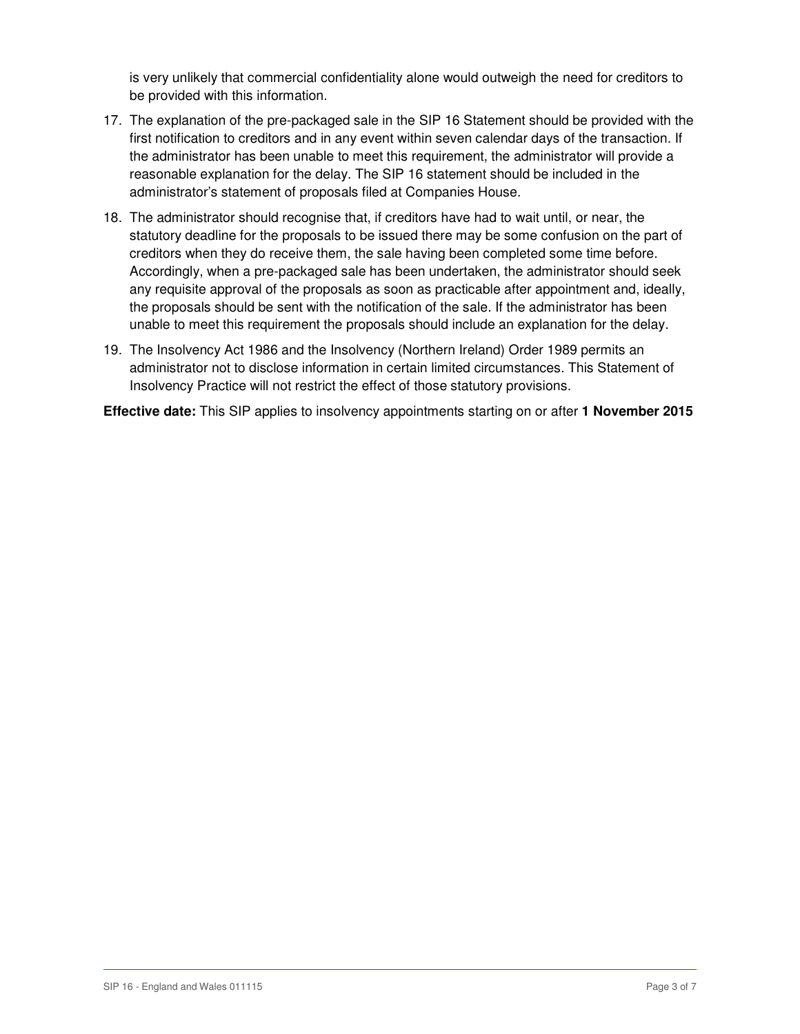is very unlikely that commercial confidentiality alone would outweigh the need for creditors to be provided with this information.

17. The explanation of the pre-packaged sale in the SIP 16 Statement should be provided with the first notification to creditors and in any event within seven calendar days of the transaction. If the administrator has been unable to meet this requirement, the administrator will provide a reasonable explanation for the delay. The SIP 16 statement should be included in the administrator's statement of proposals filed at Companies House.

18. The administrator should recognise that, if creditors have had to wait until, or near, the statutory deadline for the proposals to be issued there may be some confusion on the part of creditors when they do receive them, the sale having been completed some time before. Accordingly, when a pre-packaged sale has been undertaken, the administrator should seek any requisite approval of the proposals as soon as practicable after appointment and, ideally, the proposals should be sent with the notification of the sale. If the administrator has been unable to meet this requirement the proposals should include an explanation for the delay.

19. The Insolvency Act 1986 and the Insolvency (Northern Ireland) Order 1989 permits an administrator not to disclose information in certain limited circumstances. This Statement of Insolvency Practice will not restrict the effect of those statutory provisions.

**Effective date:** This SIP applies to insolvency appointments starting on or after **1 November 2015**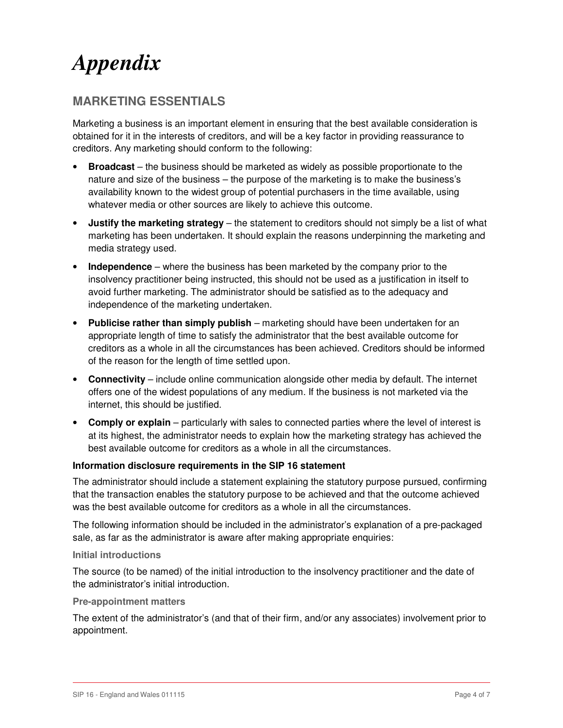# *Appendix*

## MARKETING ESSENTIALS

Marketing a business is an important element in ensuring that the best available consideration is obtained for it in the interests of creditors, and will be a key factor in providing reassurance to creditors. Any marketing should conform to the following:

- **Broadcast** – the business should be marketed as widely as possible proportionate to the nature and size of the business – the purpose of the marketing is to make the business's availability known to the widest group of potential purchasers in the time available, using whatever media or other sources are likely to achieve this outcome.
- **Justify the marketing strategy** – the statement to creditors should not simply be a list of what marketing has been undertaken. It should explain the reasons underpinning the marketing and media strategy used.
- **Independence** – where the business has been marketed by the company prior to the insolvency practitioner being instructed, this should not be used as a justification in itself to avoid further marketing. The administrator should be satisfied as to the adequacy and independence of the marketing undertaken.
- **Publicise rather than simply publish** – marketing should have been undertaken for an appropriate length of time to satisfy the administrator that the best available outcome for creditors as a whole in all the circumstances has been achieved. Creditors should be informed of the reason for the length of time settled upon.
- **Connectivity** – include online communication alongside other media by default. The internet offers one of the widest populations of any medium. If the business is not marketed via the internet, this should be justified.
- **Comply or explain** – particularly with sales to connected parties where the level of interest is at its highest, the administrator needs to explain how the marketing strategy has achieved the best available outcome for creditors as a whole in all the circumstances.

### Information disclosure requirements in the SIP 16 statement

The administrator should include a statement explaining the statutory purpose pursued, confirming that the transaction enables the statutory purpose to be achieved and that the outcome achieved was the best available outcome for creditors as a whole in all the circumstances.

The following information should be included in the administrator's explanation of a pre-packaged sale, as far as the administrator is aware after making appropriate enquiries:

#### Initial introductions

The source (to be named) of the initial introduction to the insolvency practitioner and the date of the administrator's initial introduction.

#### Pre-appointment matters

The extent of the administrator's (and that of their firm, and/or any associates) involvement prior to appointment.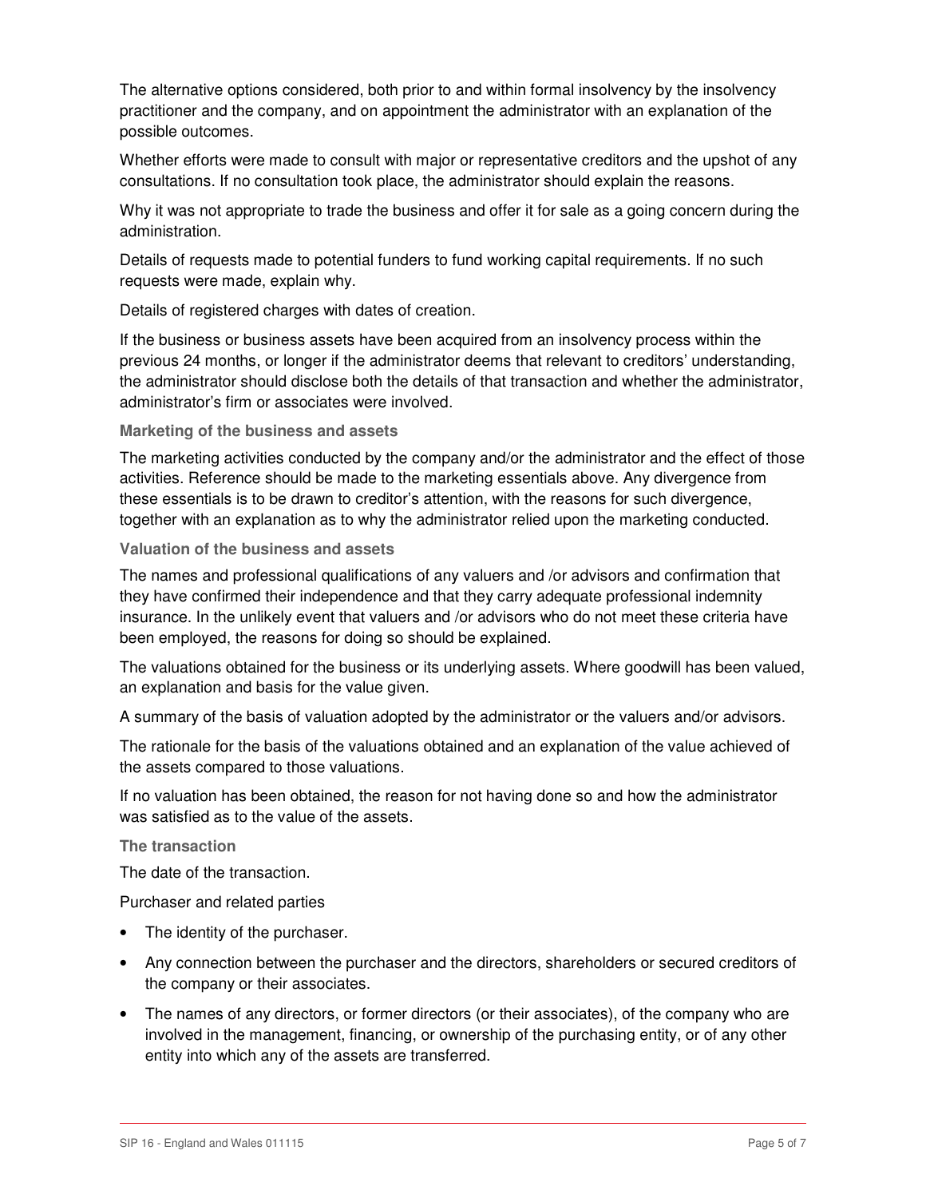The alternative options considered, both prior to and within formal insolvency by the insolvency practitioner and the company, and on appointment the administrator with an explanation of the possible outcomes.

Whether efforts were made to consult with major or representative creditors and the upshot of any consultations. If no consultation took place, the administrator should explain the reasons.

Why it was not appropriate to trade the business and offer it for sale as a going concern during the administration.

Details of requests made to potential funders to fund working capital requirements. If no such requests were made, explain why.

Details of registered charges with dates of creation.

If the business or business assets have been acquired from an insolvency process within the previous 24 months, or longer if the administrator deems that relevant to creditors' understanding, the administrator should disclose both the details of that transaction and whether the administrator, administrator's firm or associates were involved.

### Marketing of the business and assets

The marketing activities conducted by the company and/or the administrator and the effect of those activities. Reference should be made to the marketing essentials above. Any divergence from these essentials is to be drawn to creditor's attention, with the reasons for such divergence, together with an explanation as to why the administrator relied upon the marketing conducted.

### Valuation of the business and assets

The names and professional qualifications of any valuers and /or advisors and confirmation that they have confirmed their independence and that they carry adequate professional indemnity insurance. In the unlikely event that valuers and /or advisors who do not meet these criteria have been employed, the reasons for doing so should be explained.

The valuations obtained for the business or its underlying assets. Where goodwill has been valued, an explanation and basis for the value given.

A summary of the basis of valuation adopted by the administrator or the valuers and/or advisors.

The rationale for the basis of the valuations obtained and an explanation of the value achieved of the assets compared to those valuations.

If no valuation has been obtained, the reason for not having done so and how the administrator was satisfied as to the value of the assets.

### The transaction

The date of the transaction.

Purchaser and related parties

- The identity of the purchaser.
- Any connection between the purchaser and the directors, shareholders or secured creditors of the company or their associates.
- The names of any directors, or former directors (or their associates), of the company who are involved in the management, financing, or ownership of the purchasing entity, or of any other entity into which any of the assets are transferred.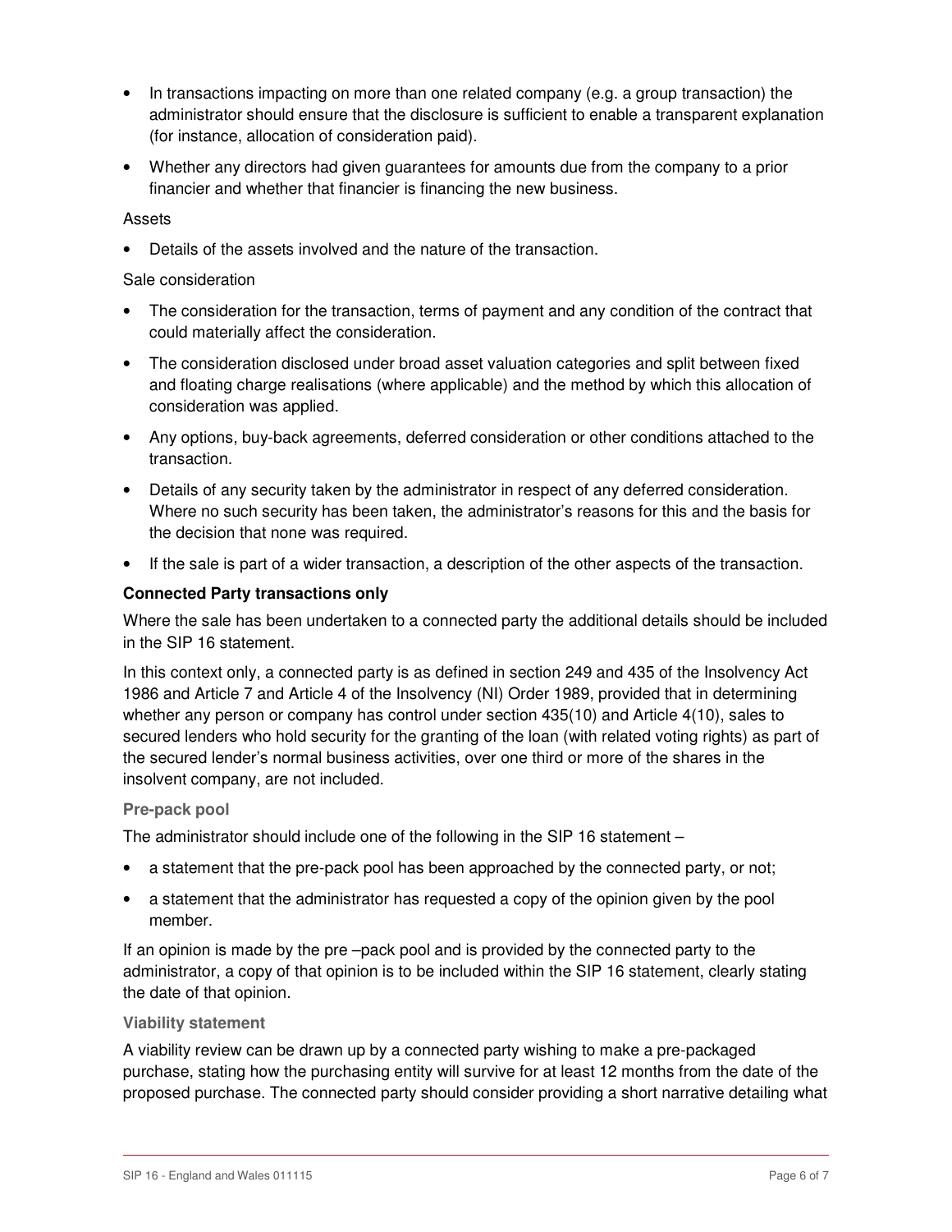- In transactions impacting on more than one related company (e.g. a group transaction) the administrator should ensure that the disclosure is sufficient to enable a transparent explanation (for instance, allocation of consideration paid).
- Whether any directors had given guarantees for amounts due from the company to a prior financier and whether that financier is financing the new business.

Assets

- Details of the assets involved and the nature of the transaction.

Sale consideration

- The consideration for the transaction, terms of payment and any condition of the contract that could materially affect the consideration.
- The consideration disclosed under broad asset valuation categories and split between fixed and floating charge realisations (where applicable) and the method by which this allocation of consideration was applied.
- Any options, buy-back agreements, deferred consideration or other conditions attached to the transaction.
- Details of any security taken by the administrator in respect of any deferred consideration. Where no such security has been taken, the administrator's reasons for this and the basis for the decision that none was required.
- If the sale is part of a wider transaction, a description of the other aspects of the transaction.

**Connected Party transactions only**

Where the sale has been undertaken to a connected party the additional details should be included in the SIP 16 statement.

In this context only, a connected party is as defined in section 249 and 435 of the Insolvency Act 1986 and Article 7 and Article 4 of the Insolvency (NI) Order 1989, provided that in determining whether any person or company has control under section 435(10) and Article 4(10), sales to secured lenders who hold security for the granting of the loan (with related voting rights) as part of the secured lender's normal business activities, over one third or more of the shares in the insolvent company, are not included.

#### Pre-pack pool

The administrator should include one of the following in the SIP 16 statement –

- a statement that the pre-pack pool has been approached by the connected party, or not;
- a statement that the administrator has requested a copy of the opinion given by the pool member.

If an opinion is made by the pre –pack pool and is provided by the connected party to the administrator, a copy of that opinion is to be included within the SIP 16 statement, clearly stating the date of that opinion.

#### Viability statement

A viability review can be drawn up by a connected party wishing to make a pre-packaged purchase, stating how the purchasing entity will survive for at least 12 months from the date of the proposed purchase. The connected party should consider providing a short narrative detailing what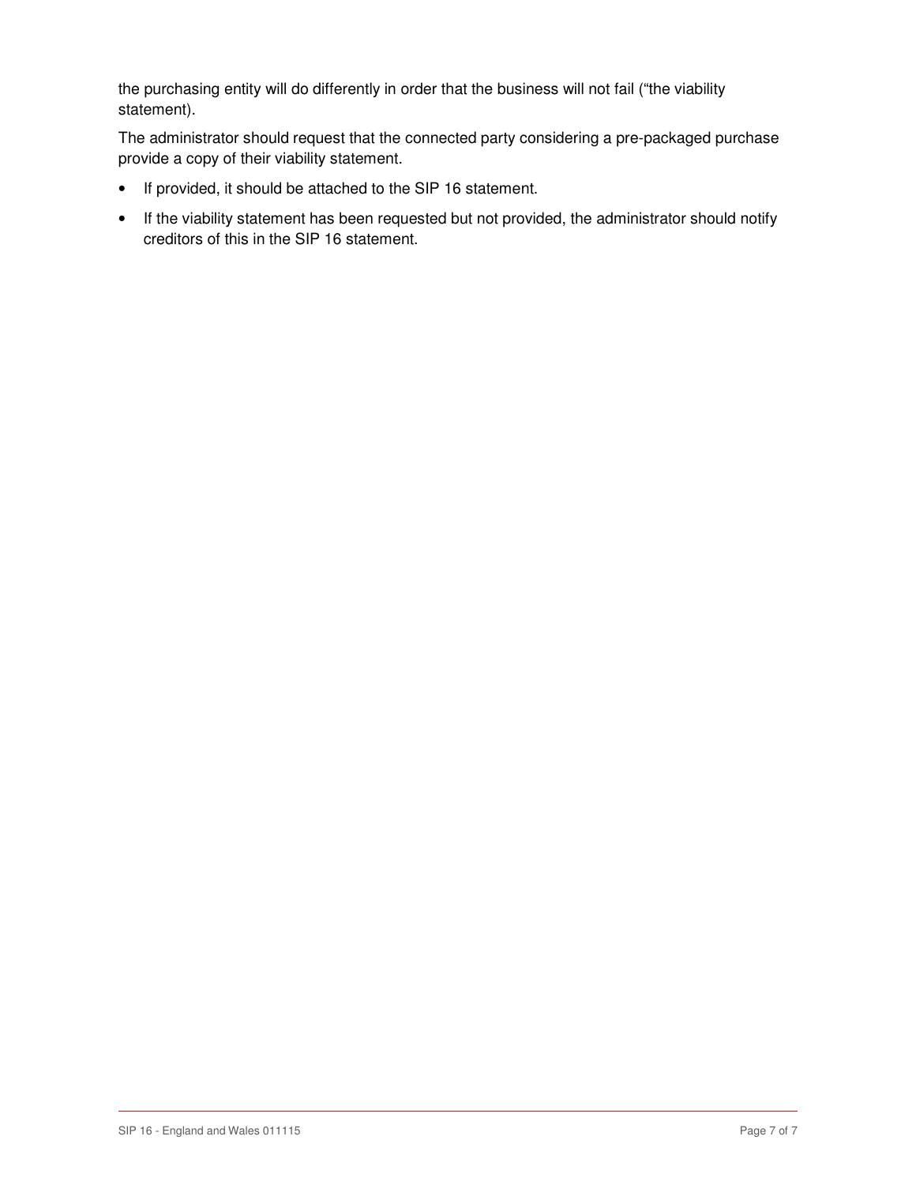the purchasing entity will do differently in order that the business will not fail ("the viability statement).

The administrator should request that the connected party considering a pre-packaged purchase provide a copy of their viability statement.

- If provided, it should be attached to the SIP 16 statement.
- If the viability statement has been requested but not provided, the administrator should notify creditors of this in the SIP 16 statement.